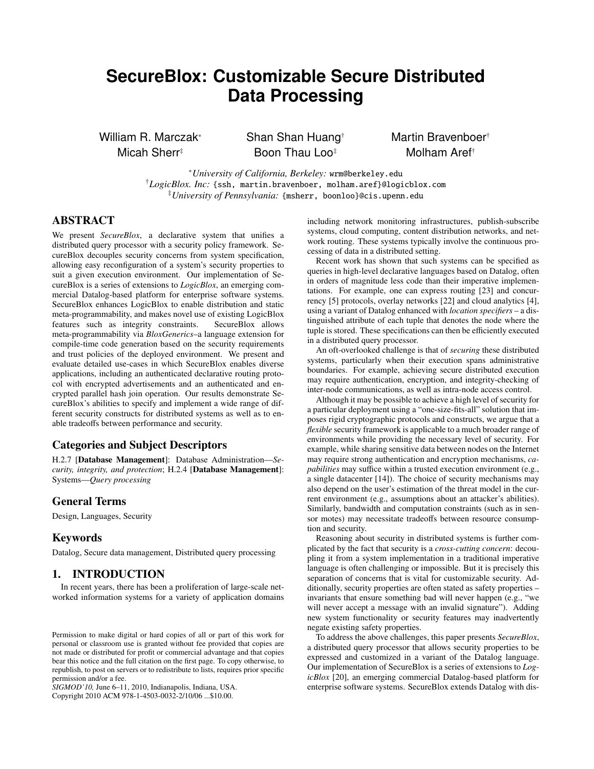# SecureBlox: Customizable Secure Distributed Data Processing

William R. Marczak* Shan Shan Huang† Martin Bravenboer†
Micah Sherr‡ Boon Thau Loo‡ Molham Aref†

*University of California, Berkeley: wrm@berkeley.edu
†LogicBlox. Inc: {ssh, martin.bravenboer, molham.aref}@logicblox.com
‡University of Pennsylvania: {msherr, boonloo}@cis.upenn.edu

## ABSTRACT

We present *SecureBlox*, a declarative system that unifies a distributed query processor with a security policy framework. SecureBlox decouples security concerns from system specification, allowing easy reconfiguration of a system's security properties to suit a given execution environment. Our implementation of SecureBlox is a series of extensions to *LogicBlox*, an emerging commercial Datalog-based platform for enterprise software systems. SecureBlox enhances LogicBlox to enable distribution and static meta-programmability, and makes novel use of existing LogicBlox features such as integrity constraints. SecureBlox allows meta-programmability via *BloxGenerics*–a language extension for compile-time code generation based on the security requirements and trust policies of the deployed environment. We present and evaluate detailed use-cases in which SecureBlox enables diverse applications, including an authenticated declarative routing protocol with encrypted advertisements and an authenticated and encrypted parallel hash join operation. Our results demonstrate SecureBlox's abilities to specify and implement a wide range of different security constructs for distributed systems as well as to enable tradeoffs between performance and security.

### Categories and Subject Descriptors

H.2.7 [**Database Management**]: Database Administration—*Security, integrity, and protection*; H.2.4 [**Database Management**]: Systems—*Query processing*

### General Terms

Design, Languages, Security

### Keywords

Datalog, Secure data management, Distributed query processing

## 1. INTRODUCTION

In recent years, there has been a proliferation of large-scale networked information systems for a variety of application domains including network monitoring infrastructures, publish-subscribe systems, cloud computing, content distribution networks, and network routing. These systems typically involve the continuous processing of data in a distributed setting.

Recent work has shown that such systems can be specified as queries in high-level declarative languages based on Datalog, often in orders of magnitude less code than their imperative implementations. For example, one can express routing [23] and concurrency [5] protocols, overlay networks [22] and cloud analytics [4], using a variant of Datalog enhanced with *location specifiers* – a distinguished attribute of each tuple that denotes the node where the tuple is stored. These specifications can then be efficiently executed in a distributed query processor.

An oft-overlooked challenge is that of *securing* these distributed systems, particularly when their execution spans administrative boundaries. For example, achieving secure distributed execution may require authentication, encryption, and integrity-checking of inter-node communications, as well as intra-node access control.

Although it may be possible to achieve a high level of security for a particular deployment using a "one-size-fits-all" solution that imposes rigid cryptographic protocols and constructs, we argue that a *flexible* security framework is applicable to a much broader range of environments while providing the necessary level of security. For example, while sharing sensitive data between nodes on the Internet may require strong authentication and encryption mechanisms, *capabilities* may suffice within a trusted execution environment (e.g., a single datacenter [14]). The choice of security mechanisms may also depend on the user's estimation of the threat model in the current environment (e.g., assumptions about an attacker's abilities). Similarly, bandwidth and computation constraints (such as in sensor motes) may necessitate tradeoffs between resource consumption and security.

Reasoning about security in distributed systems is further complicated by the fact that security is a *cross-cutting concern*: decoupling it from a system implementation in a traditional imperative language is often challenging or impossible. But it is precisely this separation of concerns that is vital for customizable security. Additionally, security properties are often stated as safety properties – invariants that ensure something bad will never happen (e.g., "we will never accept a message with an invalid signature"). Adding new system functionality or security features may inadvertently negate existing safety properties.

To address the above challenges, this paper presents *SecureBlox*, a distributed query processor that allows security properties to be expressed and customized in a variant of the Datalog language. Our implementation of SecureBlox is a series of extensions to *LogicBlox* [20], an emerging commercial Datalog-based platform for enterprise software systems. SecureBlox extends Datalog with dis-

Permission to make digital or hard copies of all or part of this work for personal or classroom use is granted without fee provided that copies are not made or distributed for profit or commercial advantage and that copies bear this notice and the full citation on the first page. To copy otherwise, to republish, to post on servers or to redistribute to lists, requires prior specific permission and/or a fee.
*SIGMOD'10,* June 6–11, 2010, Indianapolis, Indiana, USA.
Copyright 2010 ACM 978-1-4503-0032-2/10/06 ...$10.00.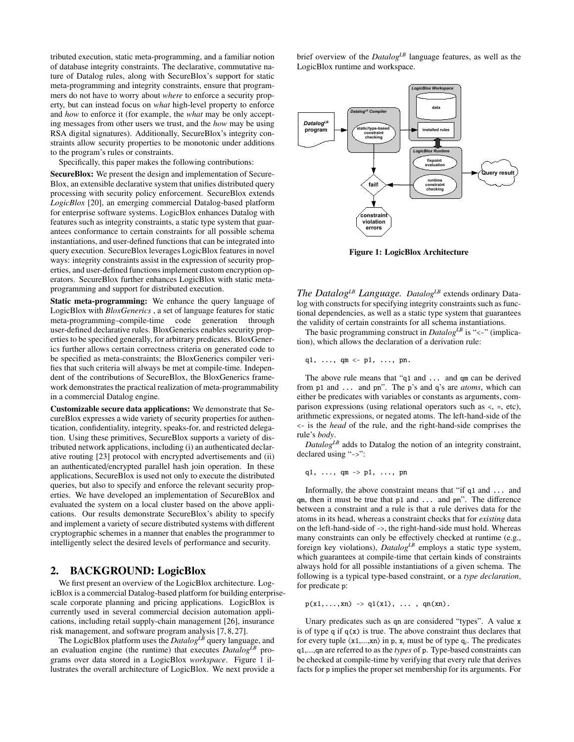tributed execution, static meta-programming, and a familiar notion of database integrity constraints. The declarative, commutative nature of Datalog rules, along with SecureBlox's support for static meta-programming and integrity constraints, ensure that programmers do not have to worry about *where* to enforce a security property, but can instead focus on *what* high-level property to enforce and *how* to enforce it (for example, the *what* may be only accepting messages from other users we trust, and the *how* may be using RSA digital signatures). Additionally, SecureBlox's integrity constraints allow security properties to be monotonic under additions to the program's rules or constraints.

Specifically, this paper makes the following contributions:

**SecureBlox:** We present the design and implementation of SecureBlox, an extensible declarative system that unifies distributed query processing with security policy enforcement. SecureBlox extends *LogicBlox* [20], an emerging commercial Datalog-based platform for enterprise software systems. LogicBlox enhances Datalog with features such as integrity constraints, a static type system that guarantees conformance to certain constraints for all possible schema instantiations, and user-defined functions that can be integrated into query execution. SecureBlox leverages LogicBlox features in novel ways: integrity constraints assist in the expression of security properties, and user-defined functions implement custom encryption operators. SecureBlox further enhances LogicBlox with static meta-programming and support for distributed execution.

**Static meta-programming:** We enhance the query language of LogicBlox with *BloxGenerics* , a set of language features for static meta-programming–compile-time code generation through user-defined declarative rules. BloxGenerics enables security properties to be specified generally, for arbitrary predicates. BloxGenerics further allows certain correctness criteria on generated code to be specified as meta-constraints; the BloxGenerics compiler verifies that such criteria will always be met at compile-time. Independent of the contributions of SecureBlox, the BloxGenerics framework demonstrates the practical realization of meta-programmability in a commercial Datalog engine.

**Customizable secure data applications:** We demonstrate that SecureBlox expresses a wide variety of security properties for authentication, confidentiality, integrity, speaks-for, and restricted delegation. Using these primitives, SecureBlox supports a variety of distributed network applications, including (i) an authenticated declarative routing [23] protocol with encrypted advertisements and (ii) an authenticated/encrypted parallel hash join operation. In these applications, SecureBlox is used not only to execute the distributed queries, but also to specify and enforce the relevant security properties. We have developed an implementation of SecureBlox and evaluated the system on a local cluster based on the above applications. Our results demonstrate SecureBlox's ability to specify and implement a variety of secure distributed systems with different cryptographic schemes in a manner that enables the programmer to intelligently select the desired levels of performance and security.

## 2. BACKGROUND: LogicBlox

We first present an overview of the LogicBlox architecture. LogicBlox is a commercial Datalog-based platform for building enterprise-scale corporate planning and pricing applications. LogicBlox is currently used in several commercial decision automation applications, including retail supply-chain management [26], insurance risk management, and software program analysis [7, 8, 27].

The LogicBlox platform uses the *Datalog*$^{LB}$ query language, and an evaluation engine (the runtime) that executes *Datalog*$^{LB}$ programs over data stored in a LogicBlox *workspace*. Figure 1 illustrates the overall architecture of LogicBlox. We next provide a brief overview of the *Datalog*$^{LB}$ language features, as well as the LogicBlox runtime and workspace.

LogicBlox Workspace
data
installed rules
Datalog$^{LB}$ Compiler
Datalog$^{LB}$ program
static/type-based constraint checking
LogicBlox Runtime
fixpoint evaluation
runtime constraint checking
Query result
fail!
constraint violation errors

**Figure 1: LogicBlox Architecture**

***The Datalog$^{LB}$ Language.*** *Datalog*$^{LB}$ extends ordinary Datalog with constructs for specifying integrity constraints such as functional dependencies, as well as a static type system that guarantees the validity of certain constraints for all schema instantiations.

The basic programming construct in *Datalog*$^{LB}$ is "<-" (implication), which allows the declaration of a derivation rule:

```
q1, ..., qm <- p1, ..., pn.
```

The above rule means that "q1 and ... and qm can be derived from p1 and ... and pn". The p's and q's are *atoms*, which can either be predicates with variables or constants as arguments, comparison expressions (using relational operators such as <, =, etc), arithmetic expressions, or negated atoms. The left-hand-side of the <- is the *head* of the rule, and the right-hand-side comprises the rule's *body*.

*Datalog*$^{LB}$ adds to Datalog the notion of an integrity constraint, declared using "->":

```
q1, ..., qm -> p1, ..., pn
```

Informally, the above constraint means that "if q1 and ... and qm, then it must be true that p1 and ... and pn". The difference between a constraint and a rule is that a rule derives data for the atoms in its head, whereas a constraint checks that for *existing* data on the left-hand-side of ->, the right-hand-side must hold. Whereas many constraints can only be effectively checked at runtime (e.g., foreign key violations), *Datalog*$^{LB}$ employs a static type system, which guarantees at compile-time that certain kinds of constraints always hold for all possible instantiations of a given schema. The following is a typical type-based constraint, or a *type declaration*, for predicate p:

```
p(x1,...,xn) -> q1(x1), ... , qn(xn).
```

Unary predicates such as qn are considered "types". A value x is of type q if q(x) is true. The above constraint thus declares that for every tuple ⟨x1,...,xn⟩ in p, $x_i$ must be of type $q_i$. The predicates q1,...,qn are referred to as the *types* of p. Type-based constraints can be checked at compile-time by verifying that every rule that derives facts for p implies the proper set membership for its arguments. For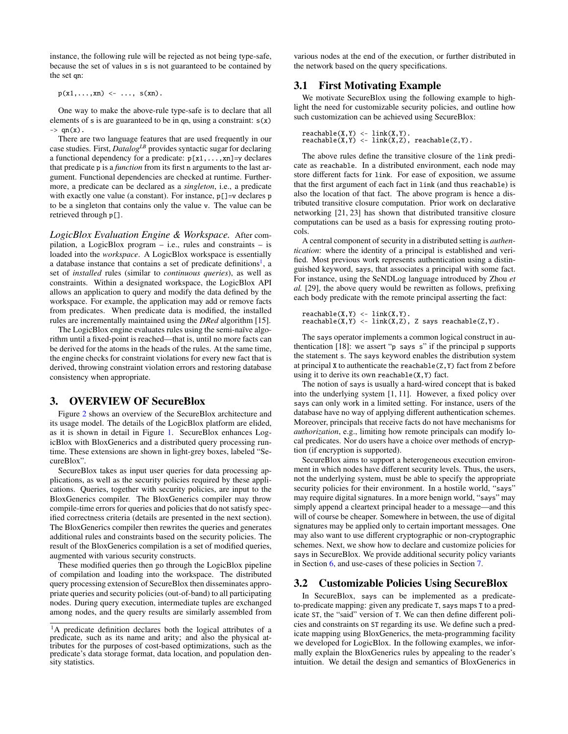instance, the following rule will be rejected as not being type-safe, because the set of values in s is not guaranteed to be contained by the set qn:

```
p(x1,...,xn) <- ..., s(xn).
```

One way to make the above-rule type-safe is to declare that all elements of s is are guaranteed to be in qn, using a constraint: `s(x) -> qn(x).`

There are two language features that are used frequently in our case studies. First, *Datalog^LB* provides syntactic sugar for declaring a functional dependency for a predicate: `p[x1,...,xn]=y` declares that predicate p is a *function* from its first n arguments to the last argument. Functional dependencies are checked at runtime. Furthermore, a predicate can be declared as a *singleton*, i.e., a predicate with exactly one value (a constant). For instance, `p[]=v` declares p to be a singleton that contains only the value v. The value can be retrieved through `p[]`.

*LogicBlox Evaluation Engine & Workspace.* After compilation, a LogicBlox program – i.e., rules and constraints – is loaded into the *workspace*. A LogicBlox workspace is essentially a database instance that contains a set of predicate definitions[1], a set of *installed* rules (similar to *continuous queries*), as well as constraints. Within a designated workspace, the LogicBlox API allows an application to query and modify the data defined by the workspace. For example, the application may add or remove facts from predicates. When predicate data is modified, the installed rules are incrementally maintained using the *DRed* algorithm [15].

The LogicBlox engine evaluates rules using the semi-naïve algorithm until a fixed-point is reached—that is, until no more facts can be derived for the atoms in the heads of the rules. At the same time, the engine checks for constraint violations for every new fact that is derived, throwing constraint violation errors and restoring database consistency when appropriate.

## 3. OVERVIEW OF SecureBlox

Figure 2 shows an overview of the SecureBlox architecture and its usage model. The details of the LogicBlox platform are elided, as it is shown in detail in Figure 1. SecureBlox enhances LogicBlox with BloxGenerics and a distributed query processing runtime. These extensions are shown in light-grey boxes, labeled "SecureBlox".

SecureBlox takes as input user queries for data processing applications, as well as the security policies required by these applications. Queries, together with security policies, are input to the BloxGenerics compiler. The BloxGenerics compiler may throw compile-time errors for queries and policies that do not satisfy specified correctness criteria (details are presented in the next section). The BloxGenerics compiler then rewrites the queries and generates additional rules and constraints based on the security policies. The result of the BloxGenerics compilation is a set of modified queries, augmented with various security constructs.

These modified queries then go through the LogicBlox pipeline of compilation and loading into the workspace. The distributed query processing extension of SecureBlox then disseminates appropriate queries and security policies (out-of-band) to all participating nodes. During query execution, intermediate tuples are exchanged among nodes, and the query results are similarly assembled from various nodes at the end of the execution, or further distributed in the network based on the query specifications.

### 3.1 First Motivating Example

We motivate SecureBlox using the following example to highlight the need for customizable security policies, and outline how such customization can be achieved using SecureBlox:

```
reachable(X,Y) <- link(X,Y).
reachable(X,Y) <- link(X,Z), reachable(Z,Y).
```

The above rules define the transitive closure of the link predicate as reachable. In a distributed environment, each node may store different facts for link. For ease of exposition, we assume that the first argument of each fact in link (and thus reachable) is also the location of that fact. The above program is hence a distributed transitive closure computation. Prior work on declarative networking [21, 23] has shown that distributed transitive closure computations can be used as a basis for expressing routing protocols.

A central component of security in a distributed setting is *authentication*: where the identity of a principal is established and verified. Most previous work represents authentication using a distinguished keyword, says, that associates a principal with some fact. For instance, using the SeNDLog language introduced by Zhou *et al.* [29], the above query would be rewritten as follows, prefixing each body predicate with the remote principal asserting the fact:

```
reachable(X,Y) <- link(X,Y).
reachable(X,Y) <- link(X,Z), Z says reachable(Z,Y).
```

The says operator implements a common logical construct in authentication [18]: we assert "p says s" if the principal p supports the statement s. The says keyword enables the distribution system at principal X to authenticate the reachable(Z,Y) fact from Z before using it to derive its own reachable(X,Y) fact.

The notion of says is usually a hard-wired concept that is baked into the underlying system [1, 11]. However, a fixed policy over says can only work in a limited setting. For instance, users of the database have no way of applying different authentication schemes. Moreover, principals that receive facts do not have mechanisms for *authorization*, e.g., limiting how remote principals can modify local predicates. Nor do users have a choice over methods of encryption (if encryption is supported).

SecureBlox aims to support a heterogeneous execution environment in which nodes have different security levels. Thus, the users, not the underlying system, must be able to specify the appropriate security policies for their environment. In a hostile world, "says" may require digital signatures. In a more benign world, "says" may simply append a cleartext principal header to a message—and this will of course be cheaper. Somewhere in between, the use of digital signatures may be applied only to certain important messages. One may also want to use different cryptographic or non-cryptographic schemes. Next, we show how to declare and customize policies for says in SecureBlox. We provide additional security policy variants in Section 6, and use-cases of these policies in Section 7.

### 3.2 Customizable Policies Using SecureBlox

In SecureBlox, says can be implemented as a predicate-to-predicate mapping: given any predicate T, says maps T to a predicate ST, the "said" version of T. We can then define different policies and constraints on ST regarding its use. We define such a predicate mapping using BloxGenerics, the meta-programming facility we developed for LogicBlox. In the following examples, we informally explain the BloxGenerics rules by appealing to the reader's intuition. We detail the design and semantics of BloxGenerics in

[1]A predicate definition declares both the logical attributes of a predicate, such as its name and arity; and also the physical attributes for the purposes of cost-based optimizations, such as the predicate's data storage format, data location, and population density statistics.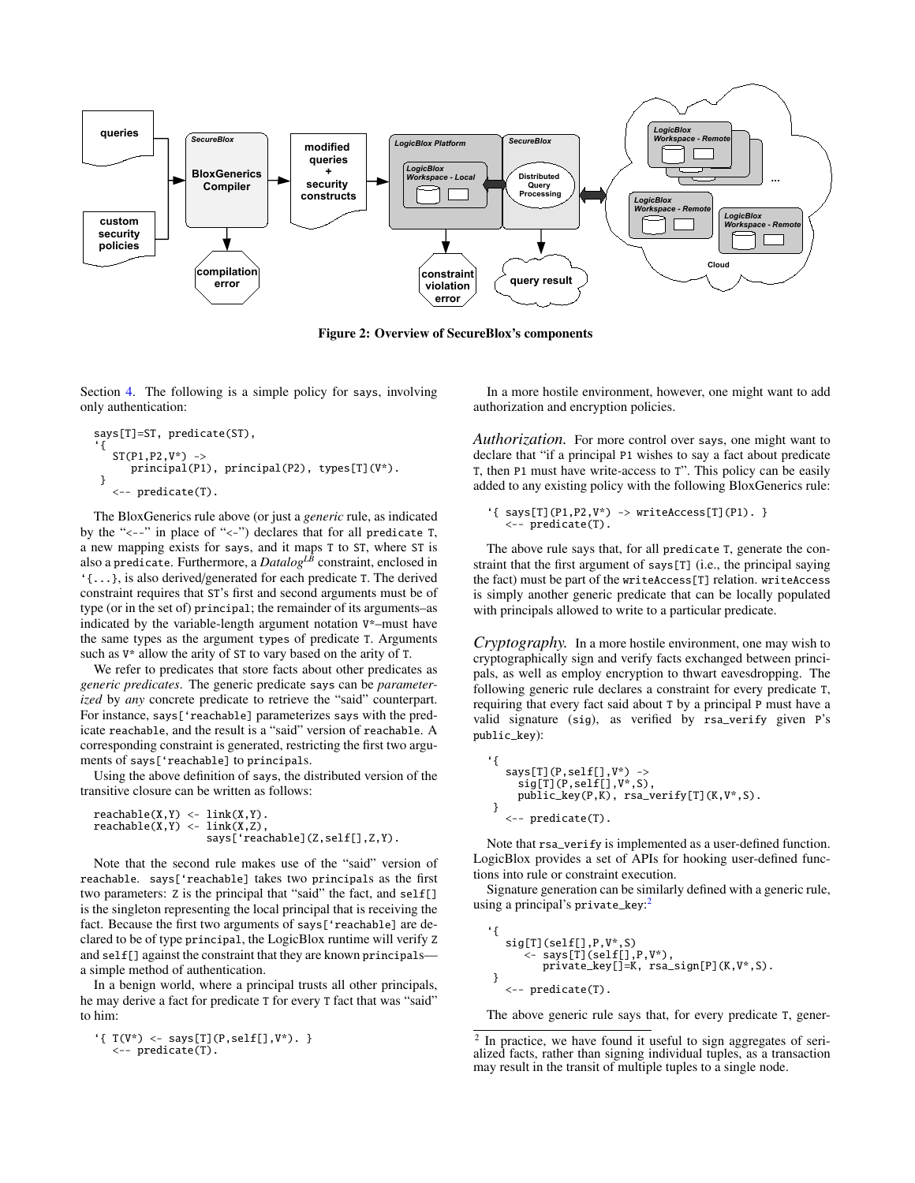Figure 2: Overview of SecureBlox's components

Section 4. The following is a simple policy for says, involving only authentication:

```
says[T]=ST, predicate(ST),
`{
   ST(P1,P2,V*) ->
      principal(P1), principal(P2), types[T](V*).
 }
   <-- predicate(T).
```

The BloxGenerics rule above (or just a *generic* rule, as indicated by the "<--" in place of "<-") declares that for all predicate T, a new mapping exists for says, and it maps T to ST, where ST is also a predicate. Furthermore, a *Datalog*$^{LB}$ constraint, enclosed in `{...}, is also derived/generated for each predicate T. The derived constraint requires that ST's first and second arguments must be of type (or in the set of) principal; the remainder of its arguments–as indicated by the variable-length argument notation V*–must have the same types as the argument types of predicate T. Arguments such as V* allow the arity of ST to vary based on the arity of T.

We refer to predicates that store facts about other predicates as *generic predicates*. The generic predicate says can be *parameterized* by *any* concrete predicate to retrieve the "said" counterpart. For instance, says[`reachable] parameterizes says with the predicate reachable, and the result is a "said" version of reachable. A corresponding constraint is generated, restricting the first two arguments of says[`reachable] to principals.

Using the above definition of says, the distributed version of the transitive closure can be written as follows:

```
reachable(X,Y) <- link(X,Y).
reachable(X,Y) <- link(X,Z),
                  says[`reachable](Z,self[],Z,Y).
```

Note that the second rule makes use of the "said" version of reachable. says[`reachable] takes two principals as the first two parameters: Z is the principal that "said" the fact, and self[] is the singleton representing the local principal that is receiving the fact. Because the first two arguments of says[`reachable] are declared to be of type principal, the LogicBlox runtime will verify Z and self[] against the constraint that they are known principals—a simple method of authentication.

In a benign world, where a principal trusts all other principals, he may derive a fact for predicate T for every T fact that was "said" to him:

```
`{ T(V*) <- says[T](P,self[],V*). }
   <-- predicate(T).
```

In a more hostile environment, however, one might want to add authorization and encryption policies.

*Authorization.* For more control over says, one might want to declare that "if a principal P1 wishes to say a fact about predicate T, then P1 must have write-access to T". This policy can be easily added to any existing policy with the following BloxGenerics rule:

```
`{ says[T](P1,P2,V*) -> writeAccess[T](P1). }
   <-- predicate(T).
```

The above rule says that, for all predicate T, generate the constraint that the first argument of says[T] (i.e., the principal saying the fact) must be part of the writeAccess[T] relation. writeAccess is simply another generic predicate that can be locally populated with principals allowed to write to a particular predicate.

*Cryptography.* In a more hostile environment, one may wish to cryptographically sign and verify facts exchanged between principals, as well as employ encryption to thwart eavesdropping. The following generic rule declares a constraint for every predicate T, requiring that every fact said about T by a principal P must have a valid signature (sig), as verified by rsa_verify given P's public_key):

```
`{
   says[T](P,self[],V*) ->
     sig[T](P,self[],V*,S),
     public_key(P,K), rsa_verify[T](K,V*,S).
 }
   <-- predicate(T).
```

Note that rsa_verify is implemented as a user-defined function. LogicBlox provides a set of APIs for hooking user-defined functions into rule or constraint execution.

Signature generation can be similarly defined with a generic rule, using a principal's private_key:[2]

```
`{
   sig[T](self[],P,V*,S)
      <- says[T](self[],P,V*),
         private_key[]=K, rsa_sign[P](K,V*,S).
 }
   <-- predicate(T).
```

The above generic rule says that, for every predicate T, gener-

[2] In practice, we have found it useful to sign aggregates of serialized facts, rather than signing individual tuples, as a transaction may result in the transit of multiple tuples to a single node.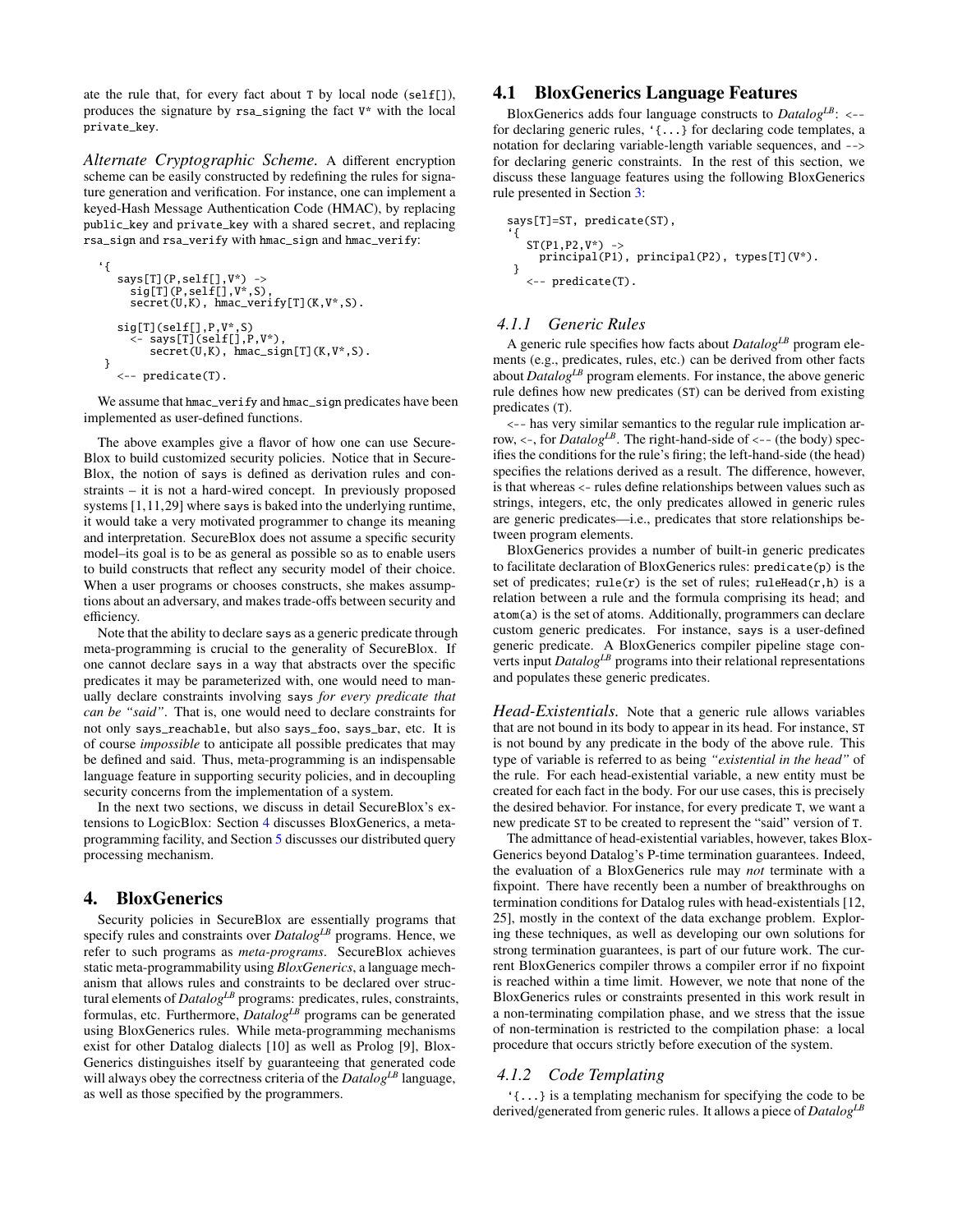ate the rule that, for every fact about T by local node (self[]), produces the signature by rsa_signing the fact V* with the local private_key.

*Alternate Cryptographic Scheme.* A different encryption scheme can be easily constructed by redefining the rules for signature generation and verification. For instance, one can implement a keyed-Hash Message Authentication Code (HMAC), by replacing public_key and private_key with a shared secret, and replacing rsa_sign and rsa_verify with hmac_sign and hmac_verify:

```
`{
   says[T](P,self[],V*) ->
     sig[T](P,self[],V*,S),
     secret(U,K), hmac_verify[T](K,V*,S).

   sig[T](self[],P,V*,S)
     <- says[T](self[],P,V*),
        secret(U,K), hmac_sign[T](K,V*,S).
 }
   <-- predicate(T).
```

We assume that hmac_verify and hmac_sign predicates have been implemented as user-defined functions.

The above examples give a flavor of how one can use SecureBlox to build customized security policies. Notice that in SecureBlox, the notion of says is defined as derivation rules and constraints – it is not a hard-wired concept. In previously proposed systems [1,11,29] where says is baked into the underlying runtime, it would take a very motivated programmer to change its meaning and interpretation. SecureBlox does not assume a specific security model–its goal is to be as general as possible so as to enable users to build constructs that reflect any security model of their choice. When a user programs or chooses constructs, she makes assumptions about an adversary, and makes trade-offs between security and efficiency.

Note that the ability to declare says as a generic predicate through meta-programming is crucial to the generality of SecureBlox. If one cannot declare says in a way that abstracts over the specific predicates it may be parameterized with, one would need to manually declare constraints involving says *for every predicate that can be "said"*. That is, one would need to declare constraints for not only says_reachable, but also says_foo, says_bar, etc. It is of course *impossible* to anticipate all possible predicates that may be defined and said. Thus, meta-programming is an indispensable language feature in supporting security policies, and in decoupling security concerns from the implementation of a system.

In the next two sections, we discuss in detail SecureBlox's extensions to LogicBlox: Section 4 discusses BloxGenerics, a meta-programming facility, and Section 5 discusses our distributed query processing mechanism.

# 4. BloxGenerics

Security policies in SecureBlox are essentially programs that specify rules and constraints over $Datalog^{LB}$ programs. Hence, we refer to such programs as *meta-programs*. SecureBlox achieves static meta-programmability using *BloxGenerics*, a language mechanism that allows rules and constraints to be declared over structural elements of $Datalog^{LB}$ programs: predicates, rules, constraints, formulas, etc. Furthermore, $Datalog^{LB}$ programs can be generated using BloxGenerics rules. While meta-programming mechanisms exist for other Datalog dialects [10] as well as Prolog [9], BloxGenerics distinguishes itself by guaranteeing that generated code will always obey the correctness criteria of the $Datalog^{LB}$ language, as well as those specified by the programmers.

## 4.1 BloxGenerics Language Features

BloxGenerics adds four language constructs to $Datalog^{LB}$: <-- for declaring generic rules, `{...} for declaring code templates, a notation for declaring variable-length variable sequences, and --> for declaring generic constraints. In the rest of this section, we discuss these language features using the following BloxGenerics rule presented in Section 3:

```
says[T]=ST, predicate(ST),
`{
   ST(P1,P2,V*) ->
     principal(P1), principal(P2), types[T](V*).
 }
   <-- predicate(T).
```

### 4.1.1 Generic Rules

A generic rule specifies how facts about $Datalog^{LB}$ program elements (e.g., predicates, rules, etc.) can be derived from other facts about $Datalog^{LB}$ program elements. For instance, the above generic rule defines how new predicates (ST) can be derived from existing predicates (T).

<-- has very similar semantics to the regular rule implication arrow, <-, for $Datalog^{LB}$. The right-hand-side of <-- (the body) specifies the conditions for the rule's firing; the left-hand-side (the head) specifies the relations derived as a result. The difference, however, is that whereas <- rules define relationships between values such as strings, integers, etc, the only predicates allowed in generic rules are generic predicates—i.e., predicates that store relationships between program elements.

BloxGenerics provides a number of built-in generic predicates to facilitate declaration of BloxGenerics rules: predicate(p) is the set of predicates; rule(r) is the set of rules; ruleHead(r,h) is a relation between a rule and the formula comprising its head; and atom(a) is the set of atoms. Additionally, programmers can declare custom generic predicates. For instance, says is a user-defined generic predicate. A BloxGenerics compiler pipeline stage converts input $Datalog^{LB}$ programs into their relational representations and populates these generic predicates.

*Head-Existentials.* Note that a generic rule allows variables that are not bound in its body to appear in its head. For instance, ST is not bound by any predicate in the body of the above rule. This type of variable is referred to as being *"existential in the head"* of the rule. For each head-existential variable, a new entity must be created for each fact in the body. For our use cases, this is precisely the desired behavior. For instance, for every predicate T, we want a new predicate ST to be created to represent the "said" version of T.

The admittance of head-existential variables, however, takes BloxGenerics beyond Datalog's P-time termination guarantees. Indeed, the evaluation of a BloxGenerics rule may *not* terminate with a fixpoint. There have recently been a number of breakthroughs on termination conditions for Datalog rules with head-existentials [12, 25], mostly in the context of the data exchange problem. Exploring these techniques, as well as developing our own solutions for strong termination guarantees, is part of our future work. The current BloxGenerics compiler throws a compiler error if no fixpoint is reached within a time limit. However, we note that none of the BloxGenerics rules or constraints presented in this work result in a non-terminating compilation phase, and we stress that the issue of non-termination is restricted to the compilation phase: a local procedure that occurs strictly before execution of the system.

### 4.1.2 Code Templating

`{...} is a templating mechanism for specifying the code to be derived/generated from generic rules. It allows a piece of $Datalog^{LB}$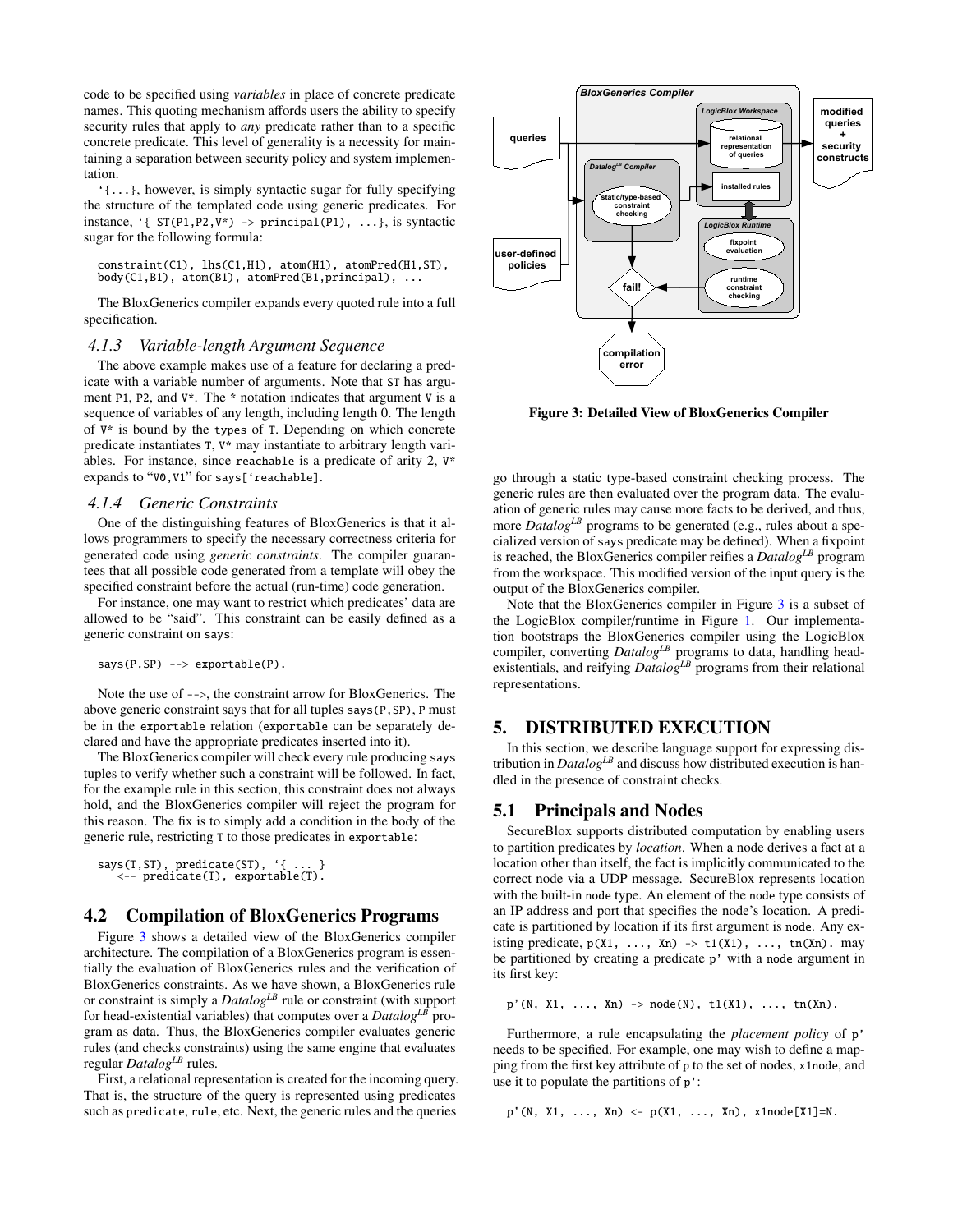code to be specified using *variables* in place of concrete predicate names. This quoting mechanism affords users the ability to specify security rules that apply to *any* predicate rather than to a specific concrete predicate. This level of generality is a necessity for maintaining a separation between security policy and system implementation.

`'{...}`, however, is simply syntactic sugar for fully specifying the structure of the templated code using generic predicates. For instance, `'{ ST(P1,P2,V*) -> principal(P1), ...}`, is syntactic sugar for the following formula:

```
constraint(C1), lhs(C1,H1), atom(H1), atomPred(H1,ST),
body(C1,B1), atom(B1), atomPred(B1,principal), ...
```

The BloxGenerics compiler expands every quoted rule into a full specification.

### 4.1.3 Variable-length Argument Sequence

The above example makes use of a feature for declaring a predicate with a variable number of arguments. Note that `ST` has argument `P1`, `P2`, and `V*`. The `*` notation indicates that argument `V` is a sequence of variables of any length, including length 0. The length of `V*` is bound by the `types` of `T`. Depending on which concrete predicate instantiates `T`, `V*` may instantiate to arbitrary length variables. For instance, since `reachable` is a predicate of arity 2, `V*` expands to "`V0,V1`" for `says['reachable]`.

### 4.1.4 Generic Constraints

One of the distinguishing features of BloxGenerics is that it allows programmers to specify the necessary correctness criteria for generated code using *generic constraints*. The compiler guarantees that all possible code generated from a template will obey the specified constraint before the actual (run-time) code generation.

For instance, one may want to restrict which predicates' data are allowed to be "said". This constraint can be easily defined as a generic constraint on `says`:

```
says(P,SP) --> exportable(P).
```

Note the use of `-->`, the constraint arrow for BloxGenerics. The above generic constraint says that for all tuples `says(P,SP)`, `P` must be in the `exportable` relation (`exportable` can be separately declared and have the appropriate predicates inserted into it).

The BloxGenerics compiler will check every rule producing `says` tuples to verify whether such a constraint will be followed. In fact, for the example rule in this section, this constraint does not always hold, and the BloxGenerics compiler will reject the program for this reason. The fix is to simply add a condition in the body of the generic rule, restricting `T` to those predicates in `exportable`:

```
says(T,ST), predicate(ST), '{ ... }
   <-- predicate(T), exportable(T).
```

## 4.2 Compilation of BloxGenerics Programs

Figure 3 shows a detailed view of the BloxGenerics compiler architecture. The compilation of a BloxGenerics program is essentially the evaluation of BloxGenerics rules and the verification of BloxGenerics constraints. As we have shown, a BloxGenerics rule or constraint is simply a *Datalog$^{LB}$* rule or constraint (with support for head-existential variables) that computes over a *Datalog$^{LB}$* program as data. Thus, the BloxGenerics compiler evaluates generic rules (and checks constraints) using the same engine that evaluates regular *Datalog$^{LB}$* rules.

First, a relational representation is created for the incoming query. That is, the structure of the query is represented using predicates such as `predicate`, `rule`, etc. Next, the generic rules and the queries go through a static type-based constraint checking process. The generic rules are then evaluated over the program data. The evaluation of generic rules may cause more facts to be derived, and thus, more *Datalog$^{LB}$* programs to be generated (e.g., rules about a specialized version of `says` predicate may be defined). When a fixpoint is reached, the BloxGenerics compiler reifies a *Datalog$^{LB}$* program from the workspace. This modified version of the input query is the output of the BloxGenerics compiler.

**Figure 3: Detailed View of BloxGenerics Compiler**

Note that the BloxGenerics compiler in Figure 3 is a subset of the LogicBlox compiler/runtime in Figure 1. Our implementation bootstraps the BloxGenerics compiler using the LogicBlox compiler, converting *Datalog$^{LB}$* programs to data, handling head-existentials, and reifying *Datalog$^{LB}$* programs from their relational representations.

# 5. DISTRIBUTED EXECUTION

In this section, we describe language support for expressing distribution in *Datalog$^{LB}$* and discuss how distributed execution is handled in the presence of constraint checks.

## 5.1 Principals and Nodes

SecureBlox supports distributed computation by enabling users to partition predicates by *location*. When a node derives a fact at a location other than itself, the fact is implicitly communicated to the correct node via a UDP message. SecureBlox represents location with the built-in `node` type. An element of the `node` type consists of an IP address and port that specifies the node's location. A predicate is partitioned by location if its first argument is `node`. Any existing predicate, `p(X1, ..., Xn) -> t1(X1), ..., tn(Xn).` may be partitioned by creating a predicate `p'` with a `node` argument in its first key:

```
p'(N, X1, ..., Xn) -> node(N), t1(X1), ..., tn(Xn).
```

Furthermore, a rule encapsulating the *placement policy* of `p'` needs to be specified. For example, one may wish to define a mapping from the first key attribute of `p` to the set of nodes, `x1node`, and use it to populate the partitions of `p'`:

```
p'(N, X1, ..., Xn) <- p(X1, ..., Xn), x1node[X1]=N.
```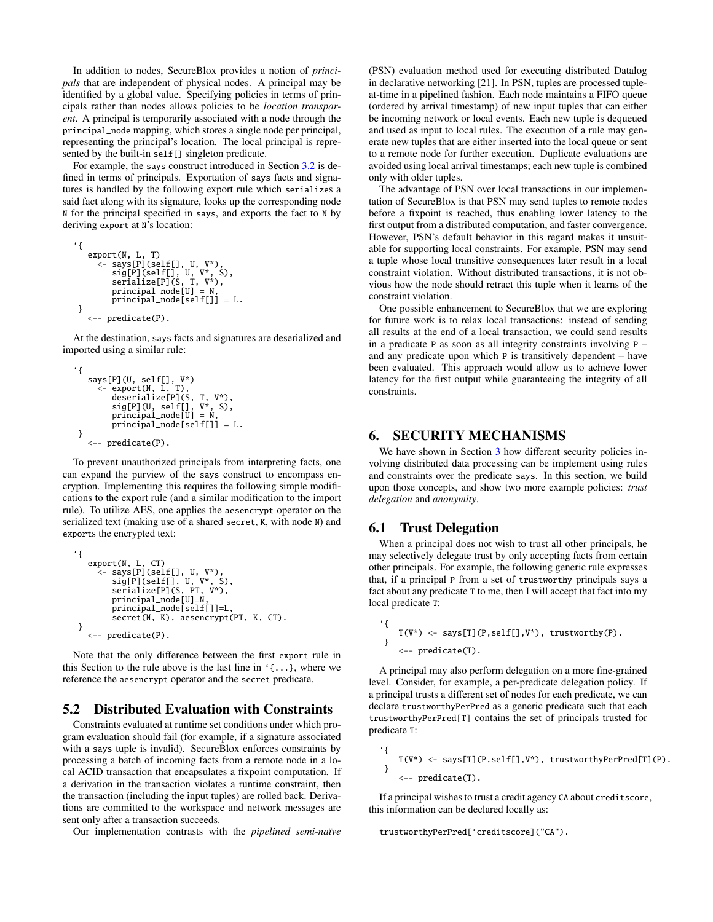In addition to nodes, SecureBlox provides a notion of *principals* that are independent of physical nodes. A principal may be identified by a global value. Specifying policies in terms of principals rather than nodes allows policies to be *location transparent*. A principal is temporarily associated with a node through the principal_node mapping, which stores a single node per principal, representing the principal's location. The local principal is represented by the built-in self[] singleton predicate.

For example, the says construct introduced in Section 3.2 is defined in terms of principals. Exportation of says facts and signatures is handled by the following export rule which serializes a said fact along with its signature, looks up the corresponding node N for the principal specified in says, and exports the fact to N by deriving export at N's location:

```
`{
   export(N, L, T)
     <- says[P](self[], U, V*),
        sig[P](self[], U, V*, S),
        serialize[P](S, T, V*),
        principal_node[U] = N,
        principal_node[self[]] = L.
 }
   <-- predicate(P).
```

At the destination, says facts and signatures are deserialized and imported using a similar rule:

```
`{
   says[P](U, self[], V*)
     <- export(N, L, T),
        deserialize[P](S, T, V*),
        sig[P](U, self[], V*, S),
        principal_node[U] = N,
        principal_node[self[]] = L.
 }
   <-- predicate(P).
```

To prevent unauthorized principals from interpreting facts, one can expand the purview of the says construct to encompass encryption. Implementing this requires the following simple modifications to the export rule (and a similar modification to the import rule). To utilize AES, one applies the aesencrypt operator on the serialized text (making use of a shared secret, K, with node N) and exports the encrypted text:

```
`{
   export(N, L, CT)
     <- says[P](self[], U, V*),
        sig[P](self[], U, V*, S),
        serialize[P](S, PT, V*),
        principal_node[U]=N,
        principal_node[self[]]=L,
        secret(N, K), aesencrypt(PT, K, CT).
 }
   <-- predicate(P).
```

Note that the only difference between the first export rule in this Section to the rule above is the last line in `{...}, where we reference the aesencrypt operator and the secret predicate.

## 5.2 Distributed Evaluation with Constraints

Constraints evaluated at runtime set conditions under which program evaluation should fail (for example, if a signature associated with a says tuple is invalid). SecureBlox enforces constraints by processing a batch of incoming facts from a remote node in a local ACID transaction that encapsulates a fixpoint computation. If a derivation in the transaction violates a runtime constraint, then the transaction (including the input tuples) are rolled back. Derivations are committed to the workspace and network messages are sent only after a transaction succeeds.

Our implementation contrasts with the *pipelined semi-naïve* (PSN) evaluation method used for executing distributed Datalog in declarative networking [21]. In PSN, tuples are processed tuple-at-time in a pipelined fashion. Each node maintains a FIFO queue (ordered by arrival timestamp) of new input tuples that can either be incoming network or local events. Each new tuple is dequeued and used as input to local rules. The execution of a rule may generate new tuples that are either inserted into the local queue or sent to a remote node for further execution. Duplicate evaluations are avoided using local arrival timestamps; each new tuple is combined only with older tuples.

The advantage of PSN over local transactions in our implementation of SecureBlox is that PSN may send tuples to remote nodes before a fixpoint is reached, thus enabling lower latency to the first output from a distributed computation, and faster convergence. However, PSN's default behavior in this regard makes it unsuitable for supporting local constraints. For example, PSN may send a tuple whose local transitive consequences later result in a local constraint violation. Without distributed transactions, it is not obvious how the node should retract this tuple when it learns of the constraint violation.

One possible enhancement to SecureBlox that we are exploring for future work is to relax local transactions: instead of sending all results at the end of a local transaction, we could send results in a predicate P as soon as all integrity constraints involving P – and any predicate upon which P is transitively dependent – have been evaluated. This approach would allow us to achieve lower latency for the first output while guaranteeing the integrity of all constraints.

# 6. SECURITY MECHANISMS

We have shown in Section 3 how different security policies involving distributed data processing can be implement using rules and constraints over the predicate says. In this section, we build upon those concepts, and show two more example policies: *trust delegation* and *anonymity*.

## 6.1 Trust Delegation

When a principal does not wish to trust all other principals, he may selectively delegate trust by only accepting facts from certain other principals. For example, the following generic rule expresses that, if a principal P from a set of trustworthy principals says a fact about any predicate T to me, then I will accept that fact into my local predicate T:

```
`{
   T(V*) <- says[T](P,self[],V*), trustworthy(P).
 }
   <-- predicate(T).
```

A principal may also perform delegation on a more fine-grained level. Consider, for example, a per-predicate delegation policy. If a principal trusts a different set of nodes for each predicate, we can declare trustworthyPerPred as a generic predicate such that each trustworthyPerPred[T] contains the set of principals trusted for predicate T:

```
`{
   T(V*) <- says[T](P,self[],V*), trustworthyPerPred[T](P).
 }
   <-- predicate(T).
```

If a principal wishes to trust a credit agency CA about creditscore, this information can be declared locally as:

```
trustworthyPerPred[`creditscore]("CA").
```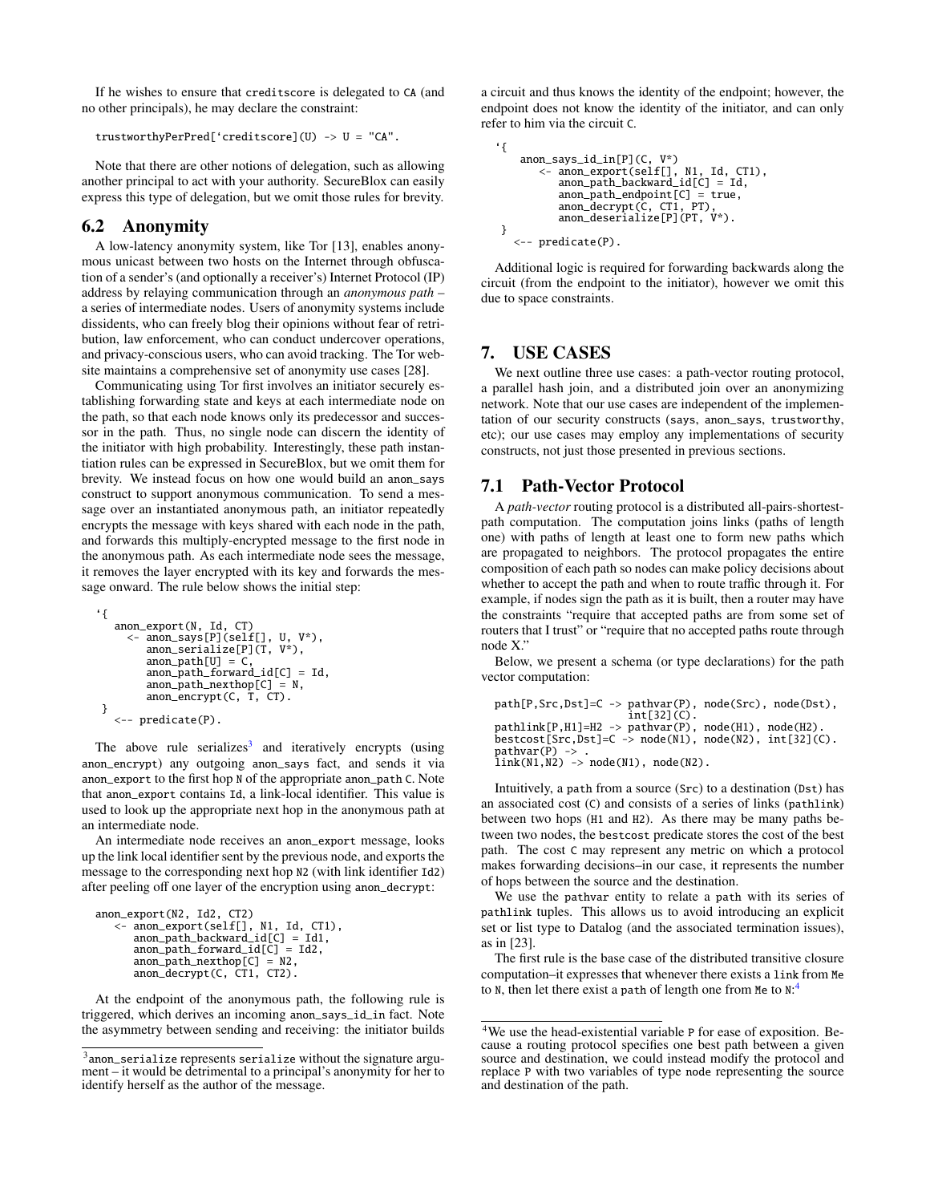If he wishes to ensure that creditscore is delegated to CA (and no other principals), he may declare the constraint:

```
trustworthyPerPred['creditscore](U) -> U = "CA".
```

Note that there are other notions of delegation, such as allowing another principal to act with your authority. SecureBlox can easily express this type of delegation, but we omit those rules for brevity.

## 6.2 Anonymity

A low-latency anonymity system, like Tor [13], enables anonymous unicast between two hosts on the Internet through obfuscation of a sender's (and optionally a receiver's) Internet Protocol (IP) address by relaying communication through an *anonymous path* – a series of intermediate nodes. Users of anonymity systems include dissidents, who can freely blog their opinions without fear of retribution, law enforcement, who can conduct undercover operations, and privacy-conscious users, who can avoid tracking. The Tor website maintains a comprehensive set of anonymity use cases [28].

Communicating using Tor first involves an initiator securely establishing forwarding state and keys at each intermediate node on the path, so that each node knows only its predecessor and successor in the path. Thus, no single node can discern the identity of the initiator with high probability. Interestingly, these path instantiation rules can be expressed in SecureBlox, but we omit them for brevity. We instead focus on how one would build an anon_says construct to support anonymous communication. To send a message over an instantiated anonymous path, an initiator repeatedly encrypts the message with keys shared with each node in the path, and forwards this multiply-encrypted message to the first node in the anonymous path. As each intermediate node sees the message, it removes the layer encrypted with its key and forwards the message onward. The rule below shows the initial step:

```
`{
   anon_export(N, Id, CT)
     <- anon_says[P](self[], U, V*),
        anon_serialize[P](T, V*),
        anon_path[U] = C,
        anon_path_forward_id[C] = Id,
        anon_path_nexthop[C] = N,
        anon_encrypt(C, T, CT).
 }
   <-- predicate(P).
```

The above rule serializes[3] and iteratively encrypts (using anon_encrypt) any outgoing anon_says fact, and sends it via anon_export to the first hop N of the appropriate anon_path C. Note that anon_export contains Id, a link-local identifier. This value is used to look up the appropriate next hop in the anonymous path at an intermediate node.

An intermediate node receives an anon_export message, looks up the link local identifier sent by the previous node, and exports the message to the corresponding next hop N2 (with link identifier Id2) after peeling off one layer of the encryption using anon_decrypt:

```
anon_export(N2, Id2, CT2)
   <- anon_export(self[], N1, Id, CT1),
      anon_path_backward_id[C] = Id1,
      anon_path_forward_id[C] = Id2,
      anon_path_nexthop[C] = N2,
      anon_decrypt(C, CT1, CT2).
```

At the endpoint of the anonymous path, the following rule is triggered, which derives an incoming anon_says_id_in fact. Note the asymmetry between sending and receiving: the initiator builds a circuit and thus knows the identity of the endpoint; however, the endpoint does not know the identity of the initiator, and can only refer to him via the circuit C.

```
`{
    anon_says_id_in[P](C, V*)
       <- anon_export(self[], N1, Id, CT1),
          anon_path_backward_id[C] = Id,
          anon_path_endpoint[C] = true,
          anon_decrypt(C, CT1, PT),
          anon_deserialize[P](PT, V*).
 }
   <-- predicate(P).
```

Additional logic is required for forwarding backwards along the circuit (from the endpoint to the initiator), however we omit this due to space constraints.

# 7. USE CASES

We next outline three use cases: a path-vector routing protocol, a parallel hash join, and a distributed join over an anonymizing network. Note that our use cases are independent of the implementation of our security constructs (says, anon_says, trustworthy, etc); our use cases may employ any implementations of security constructs, not just those presented in previous sections.

## 7.1 Path-Vector Protocol

A *path-vector* routing protocol is a distributed all-pairs-shortest-path computation. The computation joins links (paths of length one) with paths of length at least one to form new paths which are propagated to neighbors. The protocol propagates the entire composition of each path so nodes can make policy decisions about whether to accept the path and when to route traffic through it. For example, if nodes sign the path as it is built, then a router may have the constraints "require that accepted paths are from some set of routers that I trust" or "require that no accepted paths route through node X."

Below, we present a schema (or type declarations) for the path vector computation:

```
path[P,Src,Dst]=C -> pathvar(P), node(Src), node(Dst),
                     int[32](C).
pathlink[P,H1]=H2 -> pathvar(P), node(H1), node(H2).
bestcost[Src,Dst]=C -> node(N1), node(N2), int[32](C).
pathvar(P) -> .
link(N1,N2) -> node(N1), node(N2).
```

Intuitively, a path from a source (Src) to a destination (Dst) has an associated cost (C) and consists of a series of links (pathlink) between two hops (H1 and H2). As there may be many paths between two nodes, the bestcost predicate stores the cost of the best path. The cost C may represent any metric on which a protocol makes forwarding decisions–in our case, it represents the number of hops between the source and the destination.

We use the pathvar entity to relate a path with its series of pathlink tuples. This allows us to avoid introducing an explicit set or list type to Datalog (and the associated termination issues), as in [23].

The first rule is the base case of the distributed transitive closure computation–it expresses that whenever there exists a link from Me to N, then let there exist a path of length one from Me to N:[4]

---

[3] anon_serialize represents serialize without the signature argument – it would be detrimental to a principal's anonymity for her to identify herself as the author of the message.

[4] We use the head-existential variable P for ease of exposition. Because a routing protocol specifies one best path between a given source and destination, we could instead modify the protocol and replace P with two variables of type node representing the source and destination of the path.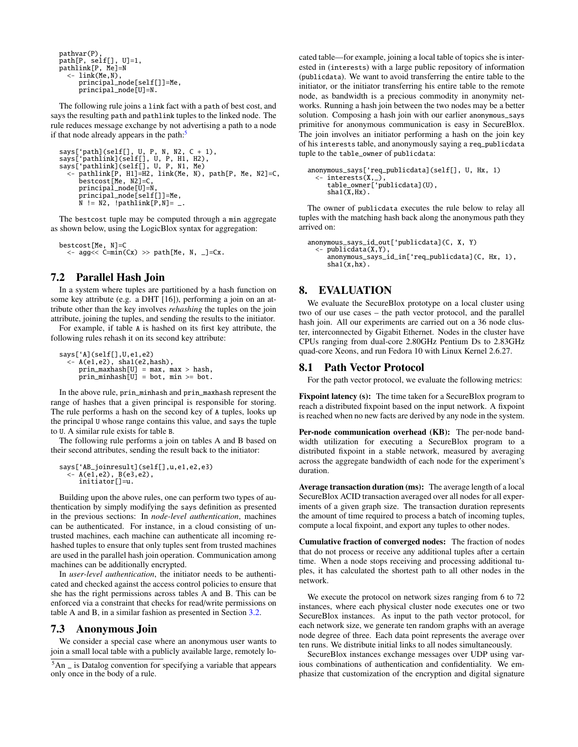```
pathvar(P),
path[P, self[], U]=1,
pathlink[P, Me]=N
  <- link(Me,N),
     principal_node[self[]]=Me,
     principal_node[U]=N.
```

The following rule joins a `link` fact with a `path` of best cost, and says the resulting `path` and `pathlink` tuples to the linked node. The rule reduces message exchange by not advertising a path to a node if that node already appears in the path:[5]

```
says[`path](self[], U, P, N, N2, C + 1),
says[`pathlink](self[], U, P, H1, H2),
says[`pathlink](self[], U, P, N1, Me)
  <- pathlink[P, H1]=H2, link(Me, N), path[P, Me, N2]=C,
     bestcost[Me, N2]=C,
     principal_node[U]=N,
     principal_node[self[]]=Me,
     N != N2, !pathlink[P,N]= _.
```

The `bestcost` tuple may be computed through a `min` aggregate as shown below, using the LogicBlox syntax for aggregation:

```
bestcost[Me, N]=C
  <- agg<< C=min(Cx) >> path[Me, N, _]=Cx.
```

## 7.2 Parallel Hash Join

In a system where tuples are partitioned by a hash function on some key attribute (e.g. a DHT [16]), performing a join on an attribute other than the key involves *rehashing* the tuples on the join attribute, joining the tuples, and sending the results to the initiator.

For example, if table `A` is hashed on its first key attribute, the following rules rehash it on its second key attribute:

```
says[`A](self[],U,e1,e2)
  <- A(e1,e2), sha1(e2,hash),
     prin_maxhash[U] = max, max > hash,
     prin_minhash[U] = bot, min >= bot.
```

In the above rule, `prin_minhash` and `prin_maxhash` represent the range of hashes that a given principal is responsible for storing. The rule performs a hash on the second key of `A` tuples, looks up the principal `U` whose range contains this value, and `says` the tuple to `U`. A similar rule exists for table `B`.

The following rule performs a join on tables A and B based on their second attributes, sending the result back to the initiator:

```
says[`AB_joinresult](self[],u,e1,e2,e3)
  <- A(e1,e2), B(e3,e2),
     initiator[]=u.
```

Building upon the above rules, one can perform two types of authentication by simply modifying the `says` definition as presented in the previous sections: In *node-level authentication*, machines can be authenticated. For instance, in a cloud consisting of untrusted machines, each machine can authenticate all incoming rehashed tuples to ensure that only tuples sent from trusted machines are used in the parallel hash join operation. Communication among machines can be additionally encrypted.

In *user-level authentication*, the initiator needs to be authenticated and checked against the access control policies to ensure that she has the right permissions across tables A and B. This can be enforced via a constraint that checks for read/write permissions on table A and B, in a similar fashion as presented in Section 3.2.

## 7.3 Anonymous Join

We consider a special case where an anonymous user wants to join a small local table with a publicly available large, remotely located table—for example, joining a local table of topics she is interested in (`interests`) with a large public repository of information (`publicdata`). We want to avoid transferring the entire table to the initiator, or the initiator transferring his entire table to the remote node, as bandwidth is a precious commodity in anonymity networks. Running a hash join between the two nodes may be a better solution. Composing a hash join with our earlier `anonymous_says` primitive for anonymous communication is easy in SecureBlox. The join involves an initiator performing a hash on the join key of his `interests` table, and anonymously saying a `req_publicdata` tuple to the `table_owner` of `publicdata`:

```
anonymous_says[`req_publicdata](self[], U, Hx, 1)
  <- interests(X,_),
     table_owner[`publicdata](U),
     sha1(X,Hx).
```

The owner of `publicdata` executes the rule below to relay all tuples with the matching hash back along the anonymous path they arrived on:

```
anonymous_says_id_out[`publicdata](C, X, Y)
  <- publicdata(X,Y),
     anonymous_says_id_in[`req_publicdata](C, Hx, 1),
     sha1(x,hx).
```

# 8. EVALUATION

We evaluate the SecureBlox prototype on a local cluster using two of our use cases – the path vector protocol, and the parallel hash join. All our experiments are carried out on a 36 node cluster, interconnected by Gigabit Ethernet. Nodes in the cluster have CPUs ranging from dual-core 2.80GHz Pentium Ds to 2.83GHz quad-core Xeons, and run Fedora 10 with Linux Kernel 2.6.27.

## 8.1 Path Vector Protocol

For the path vector protocol, we evaluate the following metrics:

**Fixpoint latency (s):** The time taken for a SecureBlox program to reach a distributed fixpoint based on the input network. A fixpoint is reached when no new facts are derived by any node in the system.

**Per-node communication overhead (KB):** The per-node bandwidth utilization for executing a SecureBlox program to a distributed fixpoint in a stable network, measured by averaging across the aggregate bandwidth of each node for the experiment's duration.

**Average transaction duration (ms):** The average length of a local SecureBlox ACID transaction averaged over all nodes for all experiments of a given graph size. The transaction duration represents the amount of time required to process a batch of incoming tuples, compute a local fixpoint, and export any tuples to other nodes.

**Cumulative fraction of converged nodes:** The fraction of nodes that do not process or receive any additional tuples after a certain time. When a node stops receiving and processing additional tuples, it has calculated the shortest path to all other nodes in the network.

We execute the protocol on network sizes ranging from 6 to 72 instances, where each physical cluster node executes one or two SecureBlox instances. As input to the path vector protocol, for each network size, we generate ten random graphs with an average node degree of three. Each data point represents the average over ten runs. We distribute initial links to all nodes simultaneously.

SecureBlox instances exchange messages over UDP using various combinations of authentication and confidentiality. We emphasize that customization of the encryption and digital signature

[5] An _ is Datalog convention for specifying a variable that appears only once in the body of a rule.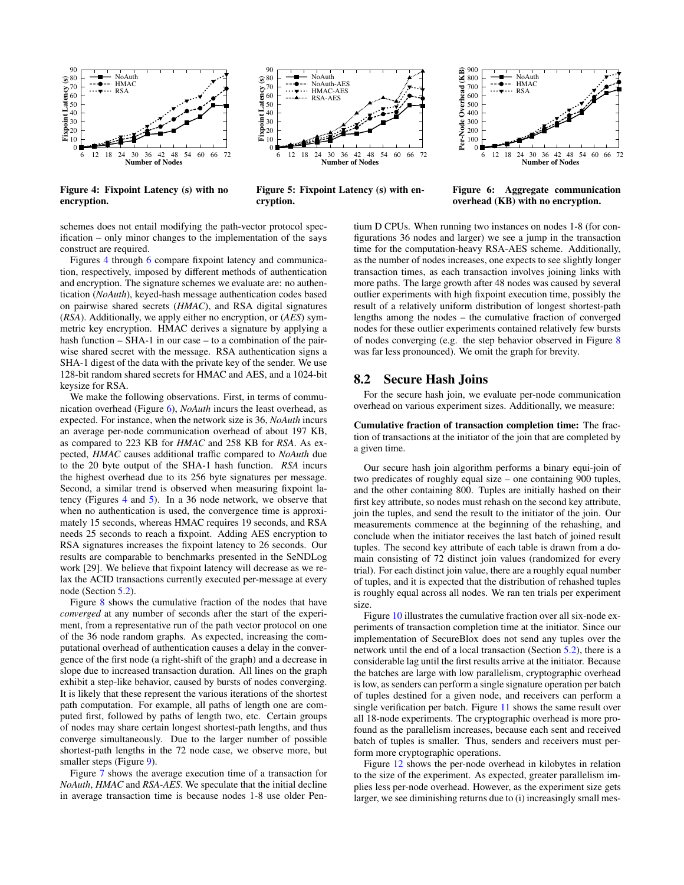Figure 4: Fixpoint Latency (s) with no encryption.

Figure 5: Fixpoint Latency (s) with encryption.

Figure 6: Aggregate communication overhead (KB) with no encryption.

schemes does not entail modifying the path-vector protocol specification – only minor changes to the implementation of the says construct are required.

Figures 4 through 6 compare fixpoint latency and communication, respectively, imposed by different methods of authentication and encryption. The signature schemes we evaluate are: no authentication (*NoAuth*), keyed-hash message authentication codes based on pairwise shared secrets (*HMAC*), and RSA digital signatures (*RSA*). Additionally, we apply either no encryption, or (*AES*) symmetric key encryption. HMAC derives a signature by applying a hash function – SHA-1 in our case – to a combination of the pairwise shared secret with the message. RSA authentication signs a SHA-1 digest of the data with the private key of the sender. We use 128-bit random shared secrets for HMAC and AES, and a 1024-bit keysize for RSA.

We make the following observations. First, in terms of communication overhead (Figure 6), *NoAuth* incurs the least overhead, as expected. For instance, when the network size is 36, *NoAuth* incurs an average per-node communication overhead of about 197 KB, as compared to 223 KB for *HMAC* and 258 KB for *RSA*. As expected, *HMAC* causes additional traffic compared to *NoAuth* due to the 20 byte output of the SHA-1 hash function. *RSA* incurs the highest overhead due to its 256 byte signatures per message. Second, a similar trend is observed when measuring fixpoint latency (Figures 4 and 5). In a 36 node network, we observe that when no authentication is used, the convergence time is approximately 15 seconds, whereas HMAC requires 19 seconds, and RSA needs 25 seconds to reach a fixpoint. Adding AES encryption to RSA signatures increases the fixpoint latency to 26 seconds. Our results are comparable to benchmarks presented in the SeNDLog work [29]. We believe that fixpoint latency will decrease as we relax the ACID transactions currently executed per-message at every node (Section 5.2).

Figure 8 shows the cumulative fraction of the nodes that have *converged* at any number of seconds after the start of the experiment, from a representative run of the path vector protocol on one of the 36 node random graphs. As expected, increasing the computational overhead of authentication causes a delay in the convergence of the first node (a right-shift of the graph) and a decrease in slope due to increased transaction duration. All lines on the graph exhibit a step-like behavior, caused by bursts of nodes converging. It is likely that these represent the various iterations of the shortest path computation. For example, all paths of length one are computed first, followed by paths of length two, etc. Certain groups of nodes may share certain longest shortest-path lengths, and thus converge simultaneously. Due to the larger number of possible shortest-path lengths in the 72 node case, we observe more, but smaller steps (Figure 9).

Figure 7 shows the average execution time of a transaction for *NoAuth*, *HMAC* and *RSA-AES*. We speculate that the initial decline in average transaction time is because nodes 1-8 use older Pentium D CPUs. When running two instances on nodes 1-8 (for configurations 36 nodes and larger) we see a jump in the transaction time for the computation-heavy RSA-AES scheme. Additionally, as the number of nodes increases, one expects to see slightly longer transaction times, as each transaction involves joining links with more paths. The large growth after 48 nodes was caused by several outlier experiments with high fixpoint execution time, possibly the result of a relatively uniform distribution of longest shortest-path lengths among the nodes – the cumulative fraction of converged nodes for these outlier experiments contained relatively few bursts of nodes converging (e.g. the step behavior observed in Figure 8 was far less pronounced). We omit the graph for brevity.

## 8.2 Secure Hash Joins

For the secure hash join, we evaluate per-node communication overhead on various experiment sizes. Additionally, we measure:

**Cumulative fraction of transaction completion time:** The fraction of transactions at the initiator of the join that are completed by a given time.

Our secure hash join algorithm performs a binary equi-join of two predicates of roughly equal size – one containing 900 tuples, and the other containing 800. Tuples are initially hashed on their first key attribute, so nodes must rehash on the second key attribute, join the tuples, and send the result to the initiator of the join. Our measurements commence at the beginning of the rehashing, and conclude when the initiator receives the last batch of joined result tuples. The second key attribute of each table is drawn from a domain consisting of 72 distinct join values (randomized for every trial). For each distinct join value, there are a roughly equal number of tuples, and it is expected that the distribution of rehashed tuples is roughly equal across all nodes. We ran ten trials per experiment size.

Figure 10 illustrates the cumulative fraction over all six-node experiments of transaction completion time at the initiator. Since our implementation of SecureBlox does not send any tuples over the network until the end of a local transaction (Section 5.2), there is a considerable lag until the first results arrive at the initiator. Because the batches are large with low parallelism, cryptographic overhead is low, as senders can perform a single signature operation per batch of tuples destined for a given node, and receivers can perform a single verification per batch. Figure 11 shows the same result over all 18-node experiments. The cryptographic overhead is more profound as the parallelism increases, because each sent and received batch of tuples is smaller. Thus, senders and receivers must perform more cryptographic operations.

Figure 12 shows the per-node overhead in kilobytes in relation to the size of the experiment. As expected, greater parallelism implies less per-node overhead. However, as the experiment size gets larger, we see diminishing returns due to (i) increasingly small mes-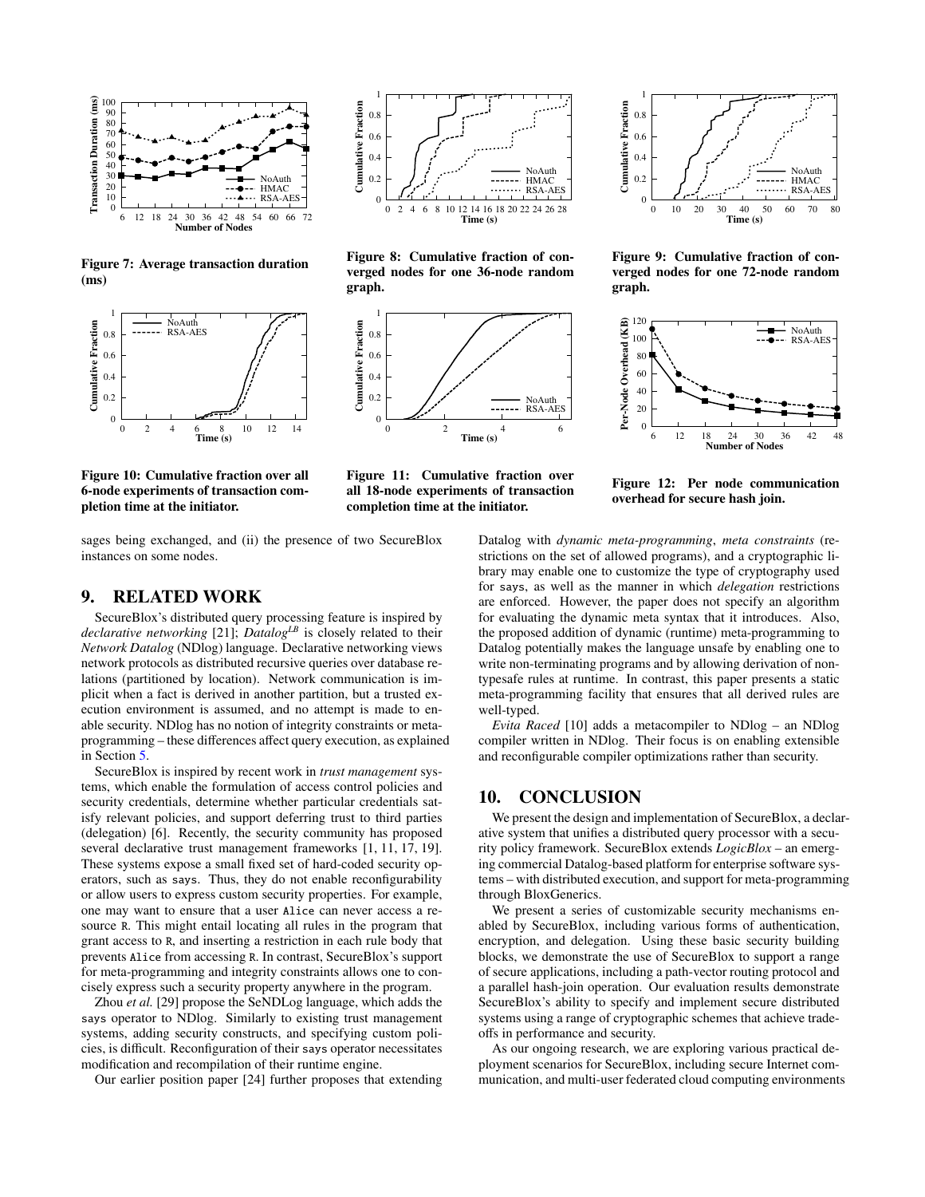Transaction Duration (ms)
100
90
80
70
60
50
40
30
20
10
0
6 12 18 24 30 36 42 48 54 60 66 72
Number of Nodes
NoAuth
HMAC
RSA-AES

**Figure 7: Average transaction duration (ms)**

Cumulative Fraction
1
0.8
0.6
0.4
0.2
0
0 2 4 6 8 10 12 14 16 18 20 22 24 26 28
Time (s)
NoAuth
HMAC
RSA-AES

**Figure 8: Cumulative fraction of converged nodes for one 36-node random graph.**

Cumulative Fraction
1
0.8
0.6
0.4
0.2
0
0 10 20 30 40 50 60 70 80
Time (s)
NoAuth
HMAC
RSA-AES

**Figure 9: Cumulative fraction of converged nodes for one 72-node random graph.**

Cumulative Fraction
1
0.8
0.6
0.4
0.2
0
0 2 4 6 8 10 12 14
Time (s)
NoAuth
RSA-AES

**Figure 10: Cumulative fraction over all 6-node experiments of transaction completion time at the initiator.**

Cumulative Fraction
1
0.8
0.6
0.4
0.2
0
0 2 4 6
Time (s)
NoAuth
RSA-AES

**Figure 11: Cumulative fraction over all 18-node experiments of transaction completion time at the initiator.**

Per-Node Overhead (KB)
120
100
80
60
40
20
0
6 12 18 24 30 36 42 48
Number of Nodes
NoAuth
RSA-AES

**Figure 12: Per node communication overhead for secure hash join.**

sages being exchanged, and (ii) the presence of two SecureBlox instances on some nodes.

## 9. RELATED WORK

SecureBlox's distributed query processing feature is inspired by *declarative networking* [21]; *Datalog*$^{LB}$ is closely related to their *Network Datalog* (NDlog) language. Declarative networking views network protocols as distributed recursive queries over database relations (partitioned by location). Network communication is implicit when a fact is derived in another partition, but a trusted execution environment is assumed, and no attempt is made to enable security. NDlog has no notion of integrity constraints or meta-programming – these differences affect query execution, as explained in Section 5.

SecureBlox is inspired by recent work in *trust management* systems, which enable the formulation of access control policies and security credentials, determine whether particular credentials satisfy relevant policies, and support deferring trust to third parties (delegation) [6]. Recently, the security community has proposed several declarative trust management frameworks [1, 11, 17, 19]. These systems expose a small fixed set of hard-coded security operators, such as `says`. Thus, they do not enable reconfigurability or allow users to express custom security properties. For example, one may want to ensure that a user `Alice` can never access a resource `R`. This might entail locating all rules in the program that grant access to `R`, and inserting a restriction in each rule body that prevents `Alice` from accessing `R`. In contrast, SecureBlox's support for meta-programming and integrity constraints allows one to concisely express such a security property anywhere in the program.

Zhou *et al.* [29] propose the SeNDLog language, which adds the `says` operator to NDlog. Similarly to existing trust management systems, adding security constructs, and specifying custom policies, is difficult. Reconfiguration of their `says` operator necessitates modification and recompilation of their runtime engine.

Our earlier position paper [24] further proposes that extending Datalog with *dynamic meta-programming*, *meta constraints* (restrictions on the set of allowed programs), and a cryptographic library may enable one to customize the type of cryptography used for `says`, as well as the manner in which *delegation* restrictions are enforced. However, the paper does not specify an algorithm for evaluating the dynamic meta syntax that it introduces. Also, the proposed addition of dynamic (runtime) meta-programming to Datalog potentially makes the language unsafe by enabling one to write non-terminating programs and by allowing derivation of non-typesafe rules at runtime. In contrast, this paper presents a static meta-programming facility that ensures that all derived rules are well-typed.

*Evita Raced* [10] adds a metacompiler to NDlog – an NDlog compiler written in NDlog. Their focus is on enabling extensible and reconfigurable compiler optimizations rather than security.

## 10. CONCLUSION

We present the design and implementation of SecureBlox, a declarative system that unifies a distributed query processor with a security policy framework. SecureBlox extends *LogicBlox* – an emerging commercial Datalog-based platform for enterprise software systems – with distributed execution, and support for meta-programming through BloxGenerics.

We present a series of customizable security mechanisms enabled by SecureBlox, including various forms of authentication, encryption, and delegation. Using these basic security building blocks, we demonstrate the use of SecureBlox to support a range of secure applications, including a path-vector routing protocol and a parallel hash-join operation. Our evaluation results demonstrate SecureBlox's ability to specify and implement secure distributed systems using a range of cryptographic schemes that achieve trade-offs in performance and security.

As our ongoing research, we are exploring various practical deployment scenarios for SecureBlox, including secure Internet communication, and multi-user federated cloud computing environments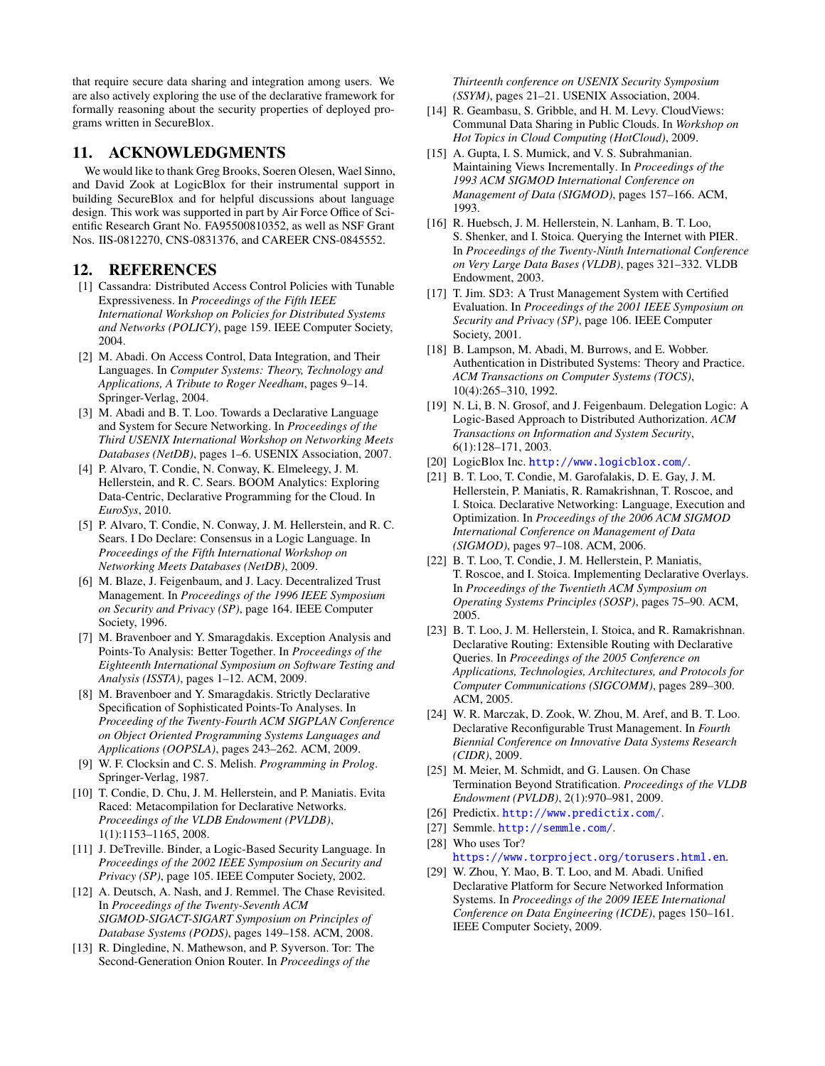that require secure data sharing and integration among users. We are also actively exploring the use of the declarative framework for formally reasoning about the security properties of deployed programs written in SecureBlox.

## 11. ACKNOWLEDGMENTS

We would like to thank Greg Brooks, Soeren Olesen, Wael Sinno, and David Zook at LogicBlox for their instrumental support in building SecureBlox and for helpful discussions about language design. This work was supported in part by Air Force Office of Scientific Research Grant No. FA95500810352, as well as NSF Grant Nos. IIS-0812270, CNS-0831376, and CAREER CNS-0845552.

## 12. REFERENCES

[1] Cassandra: Distributed Access Control Policies with Tunable Expressiveness. In *Proceedings of the Fifth IEEE International Workshop on Policies for Distributed Systems and Networks (POLICY)*, page 159. IEEE Computer Society, 2004.

[2] M. Abadi. On Access Control, Data Integration, and Their Languages. In *Computer Systems: Theory, Technology and Applications, A Tribute to Roger Needham*, pages 9–14. Springer-Verlag, 2004.

[3] M. Abadi and B. T. Loo. Towards a Declarative Language and System for Secure Networking. In *Proceedings of the Third USENIX International Workshop on Networking Meets Databases (NetDB)*, pages 1–6. USENIX Association, 2007.

[4] P. Alvaro, T. Condie, N. Conway, K. Elmeleegy, J. M. Hellerstein, and R. C. Sears. BOOM Analytics: Exploring Data-Centric, Declarative Programming for the Cloud. In *EuroSys*, 2010.

[5] P. Alvaro, T. Condie, N. Conway, J. M. Hellerstein, and R. C. Sears. I Do Declare: Consensus in a Logic Language. In *Proceedings of the Fifth International Workshop on Networking Meets Databases (NetDB)*, 2009.

[6] M. Blaze, J. Feigenbaum, and J. Lacy. Decentralized Trust Management. In *Proceedings of the 1996 IEEE Symposium on Security and Privacy (SP)*, page 164. IEEE Computer Society, 1996.

[7] M. Bravenboer and Y. Smaragdakis. Exception Analysis and Points-To Analysis: Better Together. In *Proceedings of the Eighteenth International Symposium on Software Testing and Analysis (ISSTA)*, pages 1–12. ACM, 2009.

[8] M. Bravenboer and Y. Smaragdakis. Strictly Declarative Specification of Sophisticated Points-To Analyses. In *Proceeding of the Twenty-Fourth ACM SIGPLAN Conference on Object Oriented Programming Systems Languages and Applications (OOPSLA)*, pages 243–262. ACM, 2009.

[9] W. F. Clocksin and C. S. Melish. *Programming in Prolog*. Springer-Verlag, 1987.

[10] T. Condie, D. Chu, J. M. Hellerstein, and P. Maniatis. Evita Raced: Metacompilation for Declarative Networks. *Proceedings of the VLDB Endowment (PVLDB)*, 1(1):1153–1165, 2008.

[11] J. DeTreville. Binder, a Logic-Based Security Language. In *Proceedings of the 2002 IEEE Symposium on Security and Privacy (SP)*, page 105. IEEE Computer Society, 2002.

[12] A. Deutsch, A. Nash, and J. Remmel. The Chase Revisited. In *Proceedings of the Twenty-Seventh ACM SIGMOD-SIGACT-SIGART Symposium on Principles of Database Systems (PODS)*, pages 149–158. ACM, 2008.

[13] R. Dingledine, N. Mathewson, and P. Syverson. Tor: The Second-Generation Onion Router. In *Proceedings of the Thirteenth conference on USENIX Security Symposium (SSYM)*, pages 21–21. USENIX Association, 2004.

[14] R. Geambasu, S. Gribble, and H. M. Levy. CloudViews: Communal Data Sharing in Public Clouds. In *Workshop on Hot Topics in Cloud Computing (HotCloud)*, 2009.

[15] A. Gupta, I. S. Mumick, and V. S. Subrahmanian. Maintaining Views Incrementally. In *Proceedings of the 1993 ACM SIGMOD International Conference on Management of Data (SIGMOD)*, pages 157–166. ACM, 1993.

[16] R. Huebsch, J. M. Hellerstein, N. Lanham, B. T. Loo, S. Shenker, and I. Stoica. Querying the Internet with PIER. In *Proceedings of the Twenty-Ninth International Conference on Very Large Data Bases (VLDB)*, pages 321–332. VLDB Endowment, 2003.

[17] T. Jim. SD3: A Trust Management System with Certified Evaluation. In *Proceedings of the 2001 IEEE Symposium on Security and Privacy (SP)*, page 106. IEEE Computer Society, 2001.

[18] B. Lampson, M. Abadi, M. Burrows, and E. Wobber. Authentication in Distributed Systems: Theory and Practice. *ACM Transactions on Computer Systems (TOCS)*, 10(4):265–310, 1992.

[19] N. Li, B. N. Grosof, and J. Feigenbaum. Delegation Logic: A Logic-Based Approach to Distributed Authorization. *ACM Transactions on Information and System Security*, 6(1):128–171, 2003.

[20] LogicBlox Inc. http://www.logicblox.com/.

[21] B. T. Loo, T. Condie, M. Garofalakis, D. E. Gay, J. M. Hellerstein, P. Maniatis, R. Ramakrishnan, T. Roscoe, and I. Stoica. Declarative Networking: Language, Execution and Optimization. In *Proceedings of the 2006 ACM SIGMOD International Conference on Management of Data (SIGMOD)*, pages 97–108. ACM, 2006.

[22] B. T. Loo, T. Condie, J. M. Hellerstein, P. Maniatis, T. Roscoe, and I. Stoica. Implementing Declarative Overlays. In *Proceedings of the Twentieth ACM Symposium on Operating Systems Principles (SOSP)*, pages 75–90. ACM, 2005.

[23] B. T. Loo, J. M. Hellerstein, I. Stoica, and R. Ramakrishnan. Declarative Routing: Extensible Routing with Declarative Queries. In *Proceedings of the 2005 Conference on Applications, Technologies, Architectures, and Protocols for Computer Communications (SIGCOMM)*, pages 289–300. ACM, 2005.

[24] W. R. Marczak, D. Zook, W. Zhou, M. Aref, and B. T. Loo. Declarative Reconfigurable Trust Management. In *Fourth Biennial Conference on Innovative Data Systems Research (CIDR)*, 2009.

[25] M. Meier, M. Schmidt, and G. Lausen. On Chase Termination Beyond Stratification. *Proceedings of the VLDB Endowment (PVLDB)*, 2(1):970–981, 2009.

[26] Predictix. http://www.predictix.com/.

[27] Semmle. http://semmle.com/.

[28] Who uses Tor? https://www.torproject.org/torusers.html.en.

[29] W. Zhou, Y. Mao, B. T. Loo, and M. Abadi. Unified Declarative Platform for Secure Networked Information Systems. In *Proceedings of the 2009 IEEE International Conference on Data Engineering (ICDE)*, pages 150–161. IEEE Computer Society, 2009.